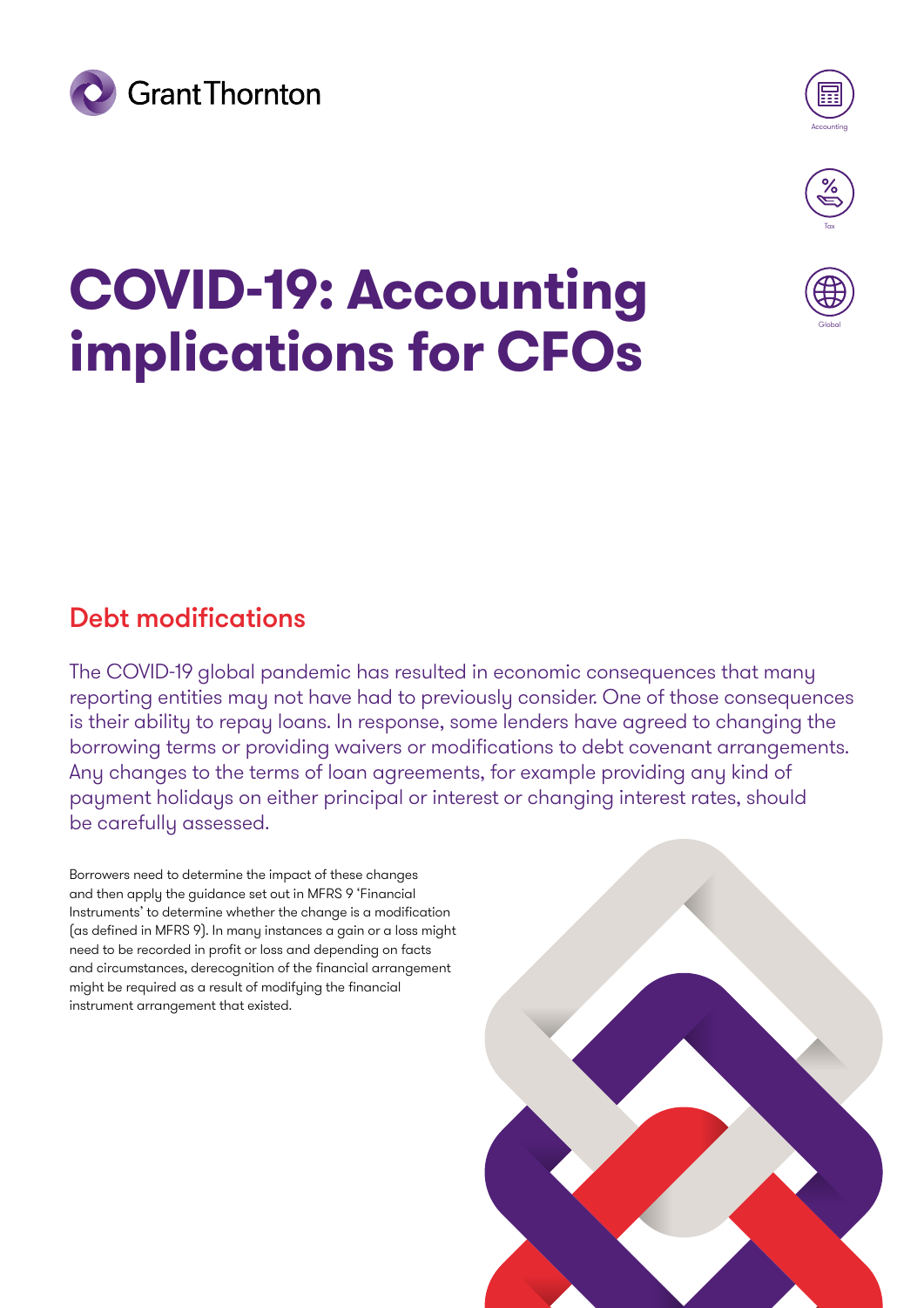# COVID-19: Accounting implications for CFOs

## Debt modifications

The COVID-19 global pandemic has resulted in economic consequences that many reporting entities may not have had to previously consider. One of those consequences is their ability to repay loans. In response, some lenders have agreed to changing the borrowing terms or providing waivers or modifications to debt covenant arrangements. Any changes to the terms of loan agreements, for example providing any kind of payment holidays on either principal or interest or changing interest rates, should be carefully assessed.

Borrowers need to determine the impact of these changes and then apply the guidance set out in MFRS 9 'Financial Instruments' to determine whether the change is a modification (as defined in MFRS 9). In many instances a gain or a loss might need to be recorded in profit or loss and depending on facts and circumstances, derecognition of the financial arrangement might be required as a result of modifying the financial instrument arrangement that existed.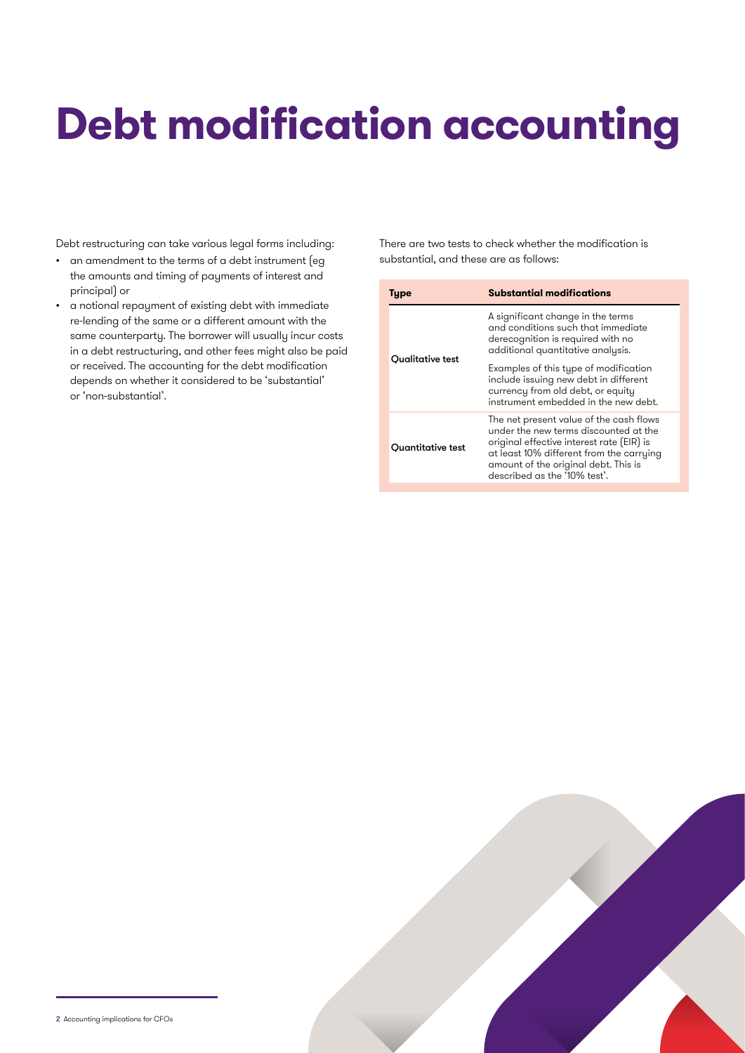# Debt modification accounting

Debt restructuring can take various legal forms including:

- an amendment to the terms of a debt instrument (eg the amounts and timing of payments of interest and principal) or
- a notional repayment of existing debt with immediate re-lending of the same or a different amount with the same counterparty. The borrower will usually incur costs in a debt restructuring, and other fees might also be paid or received. The accounting for the debt modification depends on whether it considered to be 'substantial' or 'non-substantial'.

There are two tests to check whether the modification is substantial, and these are as follows:

| Type | Substantial modifications |
| --- | --- |
| Qualitative test | A significant change in the terms and conditions such that immediate derecognition is required with no additional quantitative analysis.<br><br>Examples of this type of modification include issuing new debt in different currency from old debt, or equity instrument embedded in the new debt. |
| Quantitative test | The net present value of the cash flows under the new terms discounted at the original effective interest rate (EIR) is at least 10% different from the carrying amount of the original debt. This is described as the '10% test'. |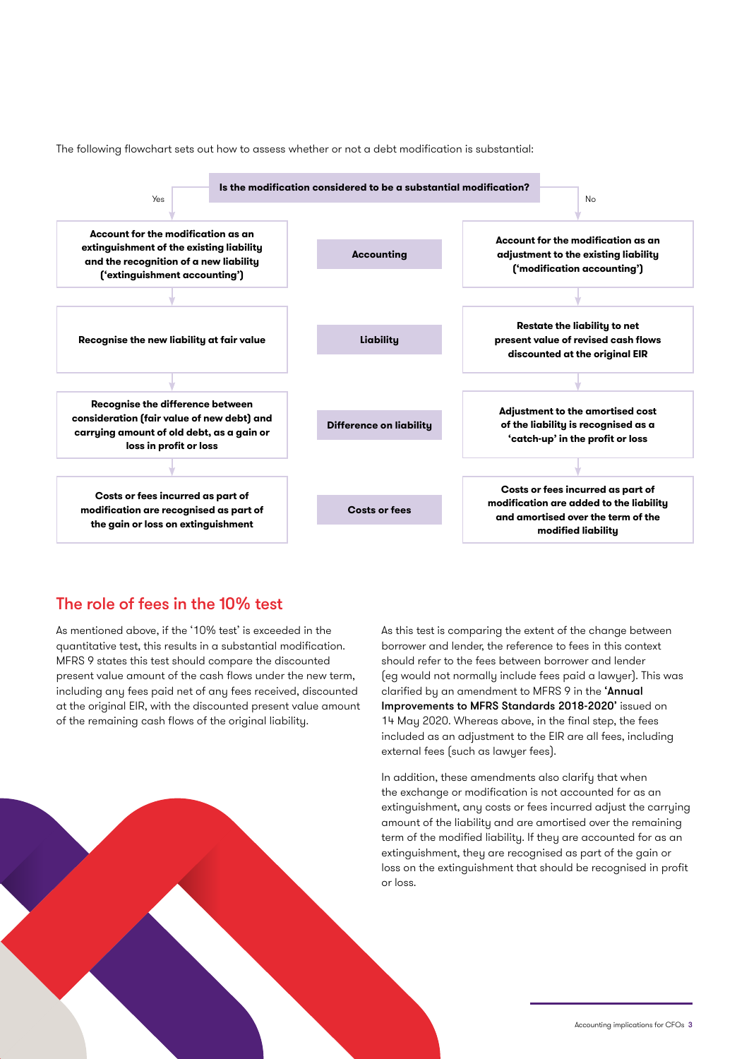The following flowchart sets out how to assess whether or not a debt modification is substantial:

**Is the modification considered to be a substantial modification?**

| Yes | | No |
|---|---|---|
| **Account for the modification as an extinguishment of the existing liability and the recognition of a new liability ('extinguishment accounting')** | **Accounting** | **Account for the modification as an adjustment to the existing liability ('modification accounting')** |
| **Recognise the new liability at fair value** | **Liability** | **Restate the liability to net present value of revised cash flows discounted at the original EIR** |
| **Recognise the difference between consideration (fair value of new debt) and carrying amount of old debt, as a gain or loss in profit or loss** | **Difference on liability** | **Adjustment to the amortised cost of the liability is recognised as a 'catch-up' in the profit or loss** |
| **Costs or fees incurred as part of modification are recognised as part of the gain or loss on extinguishment** | **Costs or fees** | **Costs or fees incurred as part of modification are added to the liability and amortised over the term of the modified liability** |

## The role of fees in the 10% test

As mentioned above, if the '10% test' is exceeded in the quantitative test, this results in a substantial modification. MFRS 9 states this test should compare the discounted present value amount of the cash flows under the new term, including any fees paid net of any fees received, discounted at the original EIR, with the discounted present value amount of the remaining cash flows of the original liability.

As this test is comparing the extent of the change between borrower and lender, the reference to fees in this context should refer to the fees between borrower and lender (eg would not normally include fees paid a lawyer). This was clarified by an amendment to MFRS 9 in the **'Annual Improvements to MFRS Standards 2018-2020'** issued on 14 May 2020. Whereas above, in the final step, the fees included as an adjustment to the EIR are all fees, including external fees (such as lawyer fees).

In addition, these amendments also clarify that when the exchange or modification is not accounted for as an extinguishment, any costs or fees incurred adjust the carrying amount of the liability and are amortised over the remaining term of the modified liability. If they are accounted for as an extinguishment, they are recognised as part of the gain or loss on the extinguishment that should be recognised in profit or loss.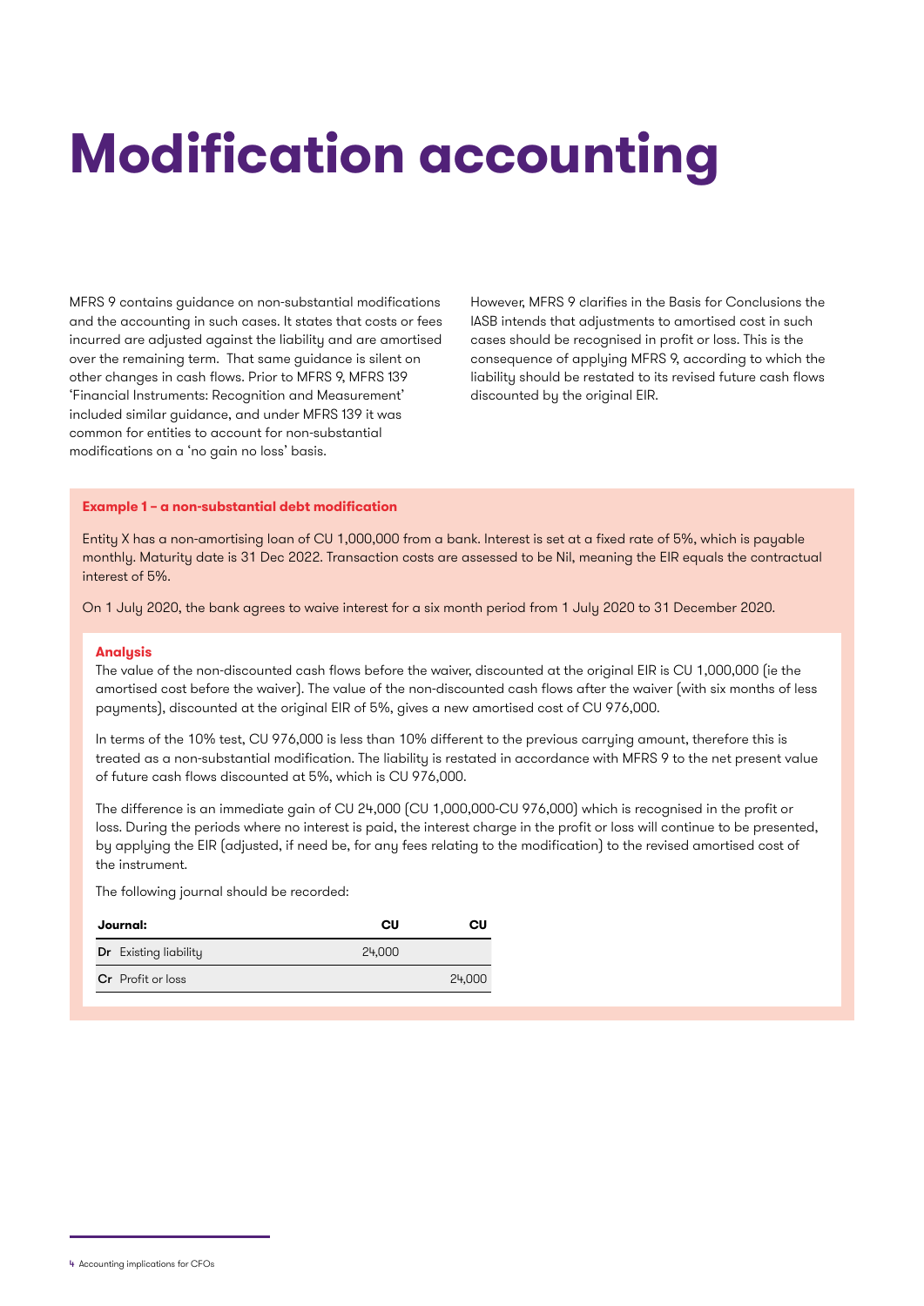# Modification accounting

MFRS 9 contains guidance on non-substantial modifications and the accounting in such cases. It states that costs or fees incurred are adjusted against the liability and are amortised over the remaining term. That same guidance is silent on other changes in cash flows. Prior to MFRS 9, MFRS 139 'Financial Instruments: Recognition and Measurement' included similar guidance, and under MFRS 139 it was common for entities to account for non-substantial modifications on a 'no gain no loss' basis.

However, MFRS 9 clarifies in the Basis for Conclusions the IASB intends that adjustments to amortised cost in such cases should be recognised in profit or loss. This is the consequence of applying MFRS 9, according to which the liability should be restated to its revised future cash flows discounted by the original EIR.

**Example 1 – a non-substantial debt modification**

Entity X has a non-amortising loan of CU 1,000,000 from a bank. Interest is set at a fixed rate of 5%, which is payable monthly. Maturity date is 31 Dec 2022. Transaction costs are assessed to be Nil, meaning the EIR equals the contractual interest of 5%.

On 1 July 2020, the bank agrees to waive interest for a six month period from 1 July 2020 to 31 December 2020.

**Analysis**

The value of the non-discounted cash flows before the waiver, discounted at the original EIR is CU 1,000,000 (ie the amortised cost before the waiver). The value of the non-discounted cash flows after the waiver (with six months of less payments), discounted at the original EIR of 5%, gives a new amortised cost of CU 976,000.

In terms of the 10% test, CU 976,000 is less than 10% different to the previous carrying amount, therefore this is treated as a non-substantial modification. The liability is restated in accordance with MFRS 9 to the net present value of future cash flows discounted at 5%, which is CU 976,000.

The difference is an immediate gain of CU 24,000 (CU 1,000,000-CU 976,000) which is recognised in the profit or loss. During the periods where no interest is paid, the interest charge in the profit or loss will continue to be presented, by applying the EIR (adjusted, if need be, for any fees relating to the modification) to the revised amortised cost of the instrument.

The following journal should be recorded:

| Journal: | CU | CU |
|---|---|---|
| **Dr** Existing liability | 24,000 | |
| **Cr** Profit or loss | | 24,000 |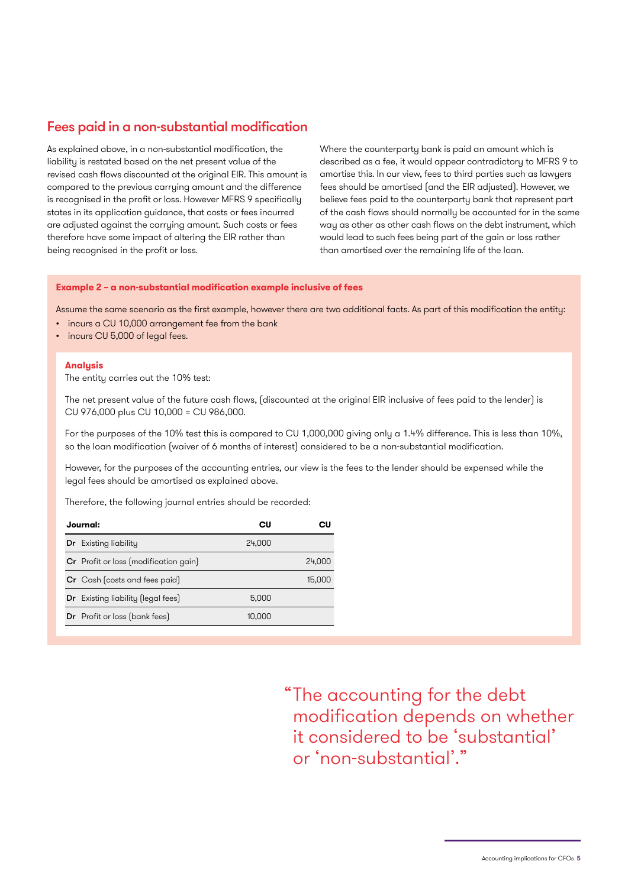## Fees paid in a non-substantial modification

As explained above, in a non-substantial modification, the liability is restated based on the net present value of the revised cash flows discounted at the original EIR. This amount is compared to the previous carrying amount and the difference is recognised in the profit or loss. However MFRS 9 specifically states in its application guidance, that costs or fees incurred are adjusted against the carrying amount. Such costs or fees therefore have some impact of altering the EIR rather than being recognised in the profit or loss.

Where the counterparty bank is paid an amount which is described as a fee, it would appear contradictory to MFRS 9 to amortise this. In our view, fees to third parties such as lawyers fees should be amortised (and the EIR adjusted). However, we believe fees paid to the counterparty bank that represent part of the cash flows should normally be accounted for in the same way as other as other cash flows on the debt instrument, which would lead to such fees being part of the gain or loss rather than amortised over the remaining life of the loan.

**Example 2 – a non-substantial modification example inclusive of fees**

Assume the same scenario as the first example, however there are two additional facts. As part of this modification the entity:

- incurs a CU 10,000 arrangement fee from the bank
- incurs CU 5,000 of legal fees.

**Analysis**

The entity carries out the 10% test:

The net present value of the future cash flows, (discounted at the original EIR inclusive of fees paid to the lender) is CU 976,000 plus CU 10,000 = CU 986,000.

For the purposes of the 10% test this is compared to CU 1,000,000 giving only a 1.4% difference. This is less than 10%, so the loan modification (waiver of 6 months of interest) considered to be a non-substantial modification.

However, for the purposes of the accounting entries, our view is the fees to the lender should be expensed while the legal fees should be amortised as explained above.

Therefore, the following journal entries should be recorded:

| Journal: | CU | CU |
|---|---|---|
| **Dr** Existing liability | 24,000 | |
| **Cr** Profit or loss (modification gain) | | 24,000 |
| **Cr** Cash (costs and fees paid) | | 15,000 |
| **Dr** Existing liability (legal fees) | 5,000 | |
| **Dr** Profit or loss (bank fees) | 10,000 | |

"The accounting for the debt modification depends on whether it considered to be 'substantial' or 'non-substantial'."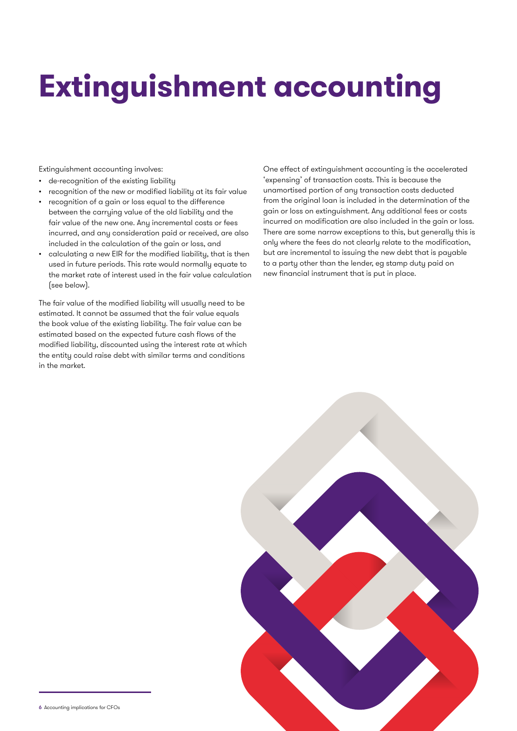# Extinguishment accounting

Extinguishment accounting involves:

- de-recognition of the existing liability
- recognition of the new or modified liability at its fair value
- recognition of a gain or loss equal to the difference between the carrying value of the old liability and the fair value of the new one. Any incremental costs or fees incurred, and any consideration paid or received, are also included in the calculation of the gain or loss, and
- calculating a new EIR for the modified liability, that is then used in future periods. This rate would normally equate to the market rate of interest used in the fair value calculation (see below).

The fair value of the modified liability will usually need to be estimated. It cannot be assumed that the fair value equals the book value of the existing liability. The fair value can be estimated based on the expected future cash flows of the modified liability, discounted using the interest rate at which the entity could raise debt with similar terms and conditions in the market.

One effect of extinguishment accounting is the accelerated 'expensing' of transaction costs. This is because the unamortised portion of any transaction costs deducted from the original loan is included in the determination of the gain or loss on extinguishment. Any additional fees or costs incurred on modification are also included in the gain or loss. There are some narrow exceptions to this, but generally this is only where the fees do not clearly relate to the modification, but are incremental to issuing the new debt that is payable to a party other than the lender, eg stamp duty paid on new financial instrument that is put in place.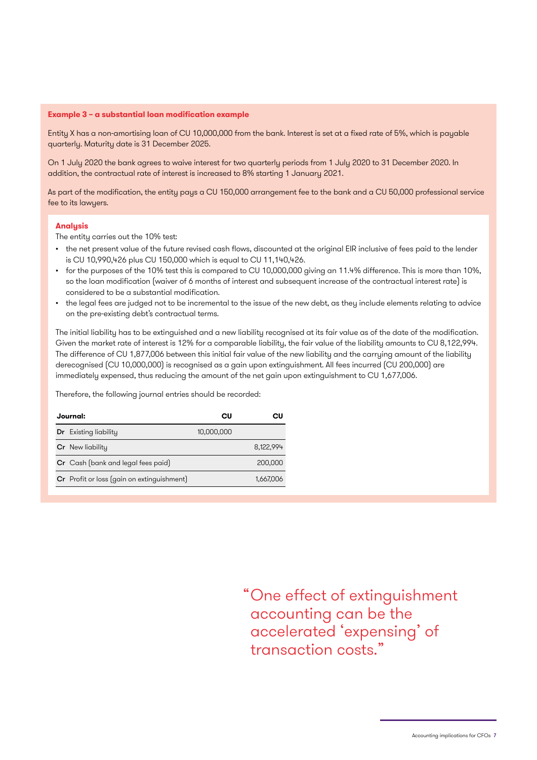**Example 3 – a substantial loan modification example**

Entity X has a non-amortising loan of CU 10,000,000 from the bank. Interest is set at a fixed rate of 5%, which is payable quarterly. Maturity date is 31 December 2025.

On 1 July 2020 the bank agrees to waive interest for two quarterly periods from 1 July 2020 to 31 December 2020. In addition, the contractual rate of interest is increased to 8% starting 1 January 2021.

As part of the modification, the entity pays a CU 150,000 arrangement fee to the bank and a CU 50,000 professional service fee to its lawyers.

**Analysis**

The entity carries out the 10% test:

- the net present value of the future revised cash flows, discounted at the original EIR inclusive of fees paid to the lender is CU 10,990,426 plus CU 150,000 which is equal to CU 11,140,426.
- for the purposes of the 10% test this is compared to CU 10,000,000 giving an 11.4% difference. This is more than 10%, so the loan modification (waiver of 6 months of interest and subsequent increase of the contractual interest rate) is considered to be a substantial modification.
- the legal fees are judged not to be incremental to the issue of the new debt, as they include elements relating to advice on the pre-existing debt's contractual terms.

The initial liability has to be extinguished and a new liability recognised at its fair value as of the date of the modification. Given the market rate of interest is 12% for a comparable liability, the fair value of the liability amounts to CU 8,122,994. The difference of CU 1,877,006 between this initial fair value of the new liability and the carrying amount of the liability derecognised (CU 10,000,000) is recognised as a gain upon extinguishment. All fees incurred (CU 200,000) are immediately expensed, thus reducing the amount of the net gain upon extinguishment to CU 1,677,006.

Therefore, the following journal entries should be recorded:

| Journal: | CU | CU |
|---|---|---|
| **Dr** Existing liability | 10,000,000 | |
| **Cr** New liability | | 8,122,994 |
| **Cr** Cash (bank and legal fees paid) | | 200,000 |
| **Cr** Profit or loss (gain on extinguishment) | | 1,667,006 |

"One effect of extinguishment accounting can be the accelerated 'expensing' of transaction costs."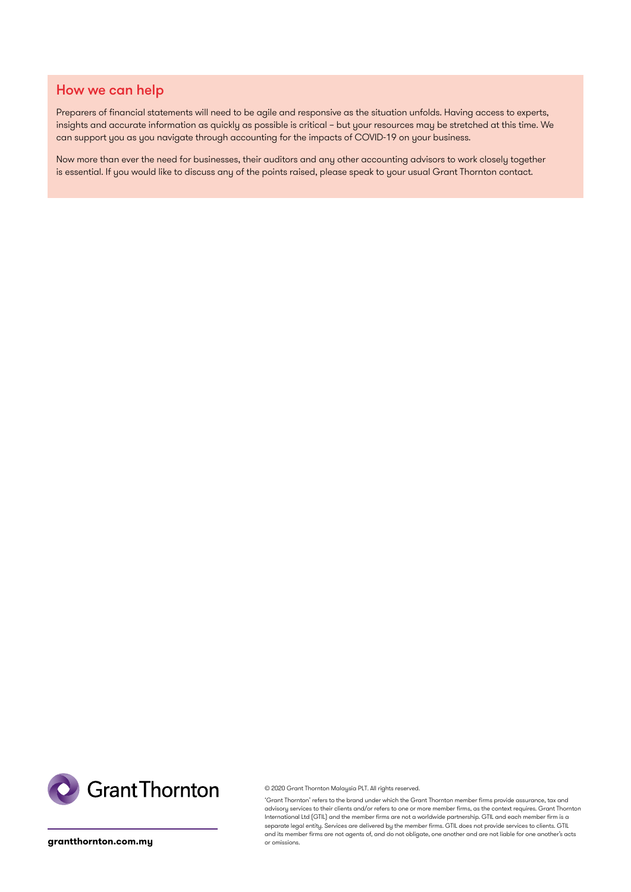## How we can help

Preparers of financial statements will need to be agile and responsive as the situation unfolds. Having access to experts, insights and accurate information as quickly as possible is critical – but your resources may be stretched at this time. We can support you as you navigate through accounting for the impacts of COVID-19 on your business.

Now more than ever the need for businesses, their auditors and any other accounting advisors to work closely together is essential. If you would like to discuss any of the points raised, please speak to your usual Grant Thornton contact.

Grant Thornton

**grantthornton.com.my**

© 2020 Grant Thornton Malaysia PLT. All rights reserved.

'Grant Thornton' refers to the brand under which the Grant Thornton member firms provide assurance, tax and advisory services to their clients and/or refers to one or more member firms, as the context requires. Grant Thornton International Ltd (GTIL) and the member firms are not a worldwide partnership. GTIL and each member firm is a separate legal entity. Services are delivered by the member firms. GTIL does not provide services to clients. GTIL and its member firms are not agents of, and do not obligate, one another and are not liable for one another's acts or omissions.